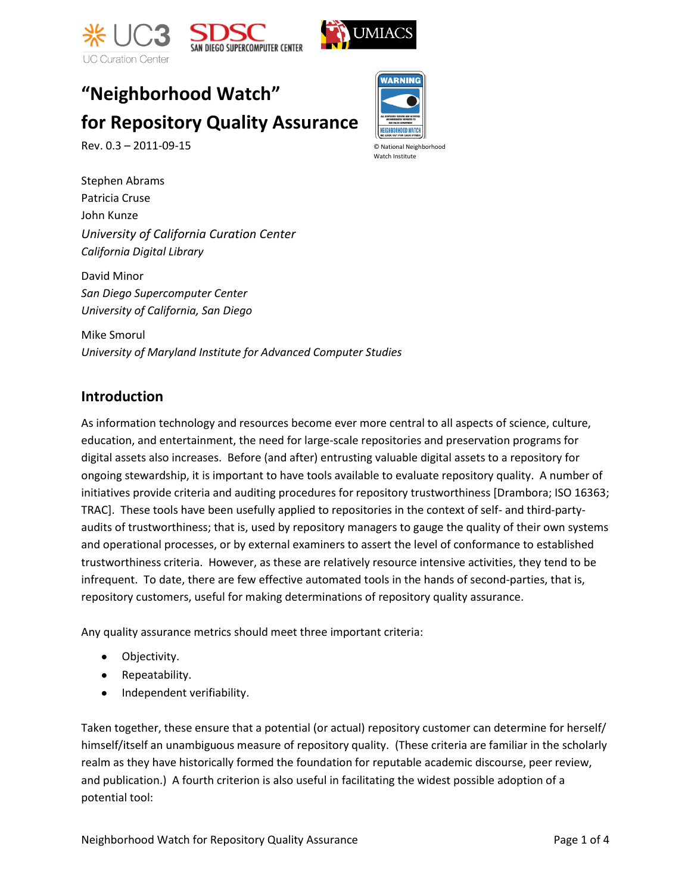# "Neighborhood Watch" for Repository Quality Assurance

Rev. 0.3 – 2011-09-15

© National Neighborhood Watch Institute

Stephen Abrams
Patricia Cruse
John Kunze
*University of California Curation Center*
*California Digital Library*

David Minor
*San Diego Supercomputer Center*
*University of California, San Diego*

Mike Smorul
*University of Maryland Institute for Advanced Computer Studies*

## Introduction

As information technology and resources become ever more central to all aspects of science, culture, education, and entertainment, the need for large-scale repositories and preservation programs for digital assets also increases. Before (and after) entrusting valuable digital assets to a repository for ongoing stewardship, it is important to have tools available to evaluate repository quality. A number of initiatives provide criteria and auditing procedures for repository trustworthiness [Drambora; ISO 16363; TRAC]. These tools have been usefully applied to repositories in the context of self- and third-party-audits of trustworthiness; that is, used by repository managers to gauge the quality of their own systems and operational processes, or by external examiners to assert the level of conformance to established trustworthiness criteria. However, as these are relatively resource intensive activities, they tend to be infrequent. To date, there are few effective automated tools in the hands of second-parties, that is, repository customers, useful for making determinations of repository quality assurance.

Any quality assurance metrics should meet three important criteria:

- Objectivity.
- Repeatability.
- Independent verifiability.

Taken together, these ensure that a potential (or actual) repository customer can determine for herself/himself/itself an unambiguous measure of repository quality. (These criteria are familiar in the scholarly realm as they have historically formed the foundation for reputable academic discourse, peer review, and publication.) A fourth criterion is also useful in facilitating the widest possible adoption of a potential tool: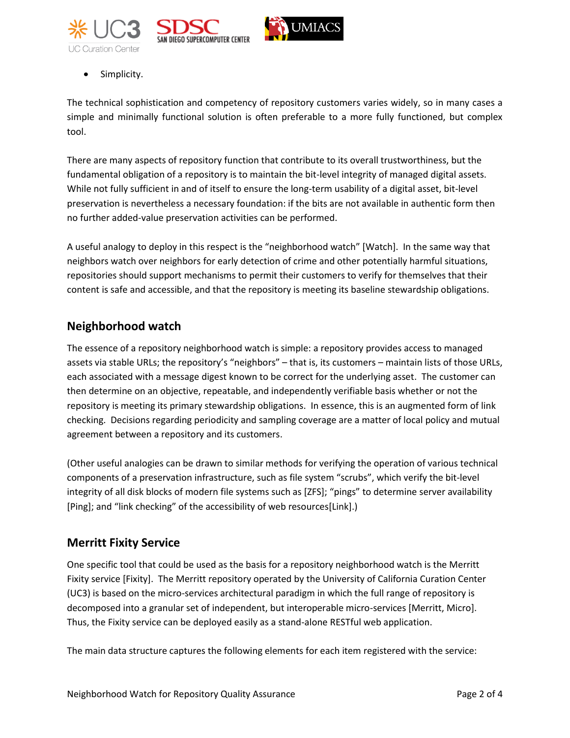- Simplicity.

The technical sophistication and competency of repository customers varies widely, so in many cases a simple and minimally functional solution is often preferable to a more fully functioned, but complex tool.

There are many aspects of repository function that contribute to its overall trustworthiness, but the fundamental obligation of a repository is to maintain the bit-level integrity of managed digital assets. While not fully sufficient in and of itself to ensure the long-term usability of a digital asset, bit-level preservation is nevertheless a necessary foundation: if the bits are not available in authentic form then no further added-value preservation activities can be performed.

A useful analogy to deploy in this respect is the "neighborhood watch" [Watch]. In the same way that neighbors watch over neighbors for early detection of crime and other potentially harmful situations, repositories should support mechanisms to permit their customers to verify for themselves that their content is safe and accessible, and that the repository is meeting its baseline stewardship obligations.

## Neighborhood watch

The essence of a repository neighborhood watch is simple: a repository provides access to managed assets via stable URLs; the repository's "neighbors" – that is, its customers – maintain lists of those URLs, each associated with a message digest known to be correct for the underlying asset. The customer can then determine on an objective, repeatable, and independently verifiable basis whether or not the repository is meeting its primary stewardship obligations. In essence, this is an augmented form of link checking. Decisions regarding periodicity and sampling coverage are a matter of local policy and mutual agreement between a repository and its customers.

(Other useful analogies can be drawn to similar methods for verifying the operation of various technical components of a preservation infrastructure, such as file system "scrubs", which verify the bit-level integrity of all disk blocks of modern file systems such as [ZFS]; "pings" to determine server availability [Ping]; and "link checking" of the accessibility of web resources[Link].)

## Merritt Fixity Service

One specific tool that could be used as the basis for a repository neighborhood watch is the Merritt Fixity service [Fixity]. The Merritt repository operated by the University of California Curation Center (UC3) is based on the micro-services architectural paradigm in which the full range of repository is decomposed into a granular set of independent, but interoperable micro-services [Merritt, Micro]. Thus, the Fixity service can be deployed easily as a stand-alone RESTful web application.

The main data structure captures the following elements for each item registered with the service: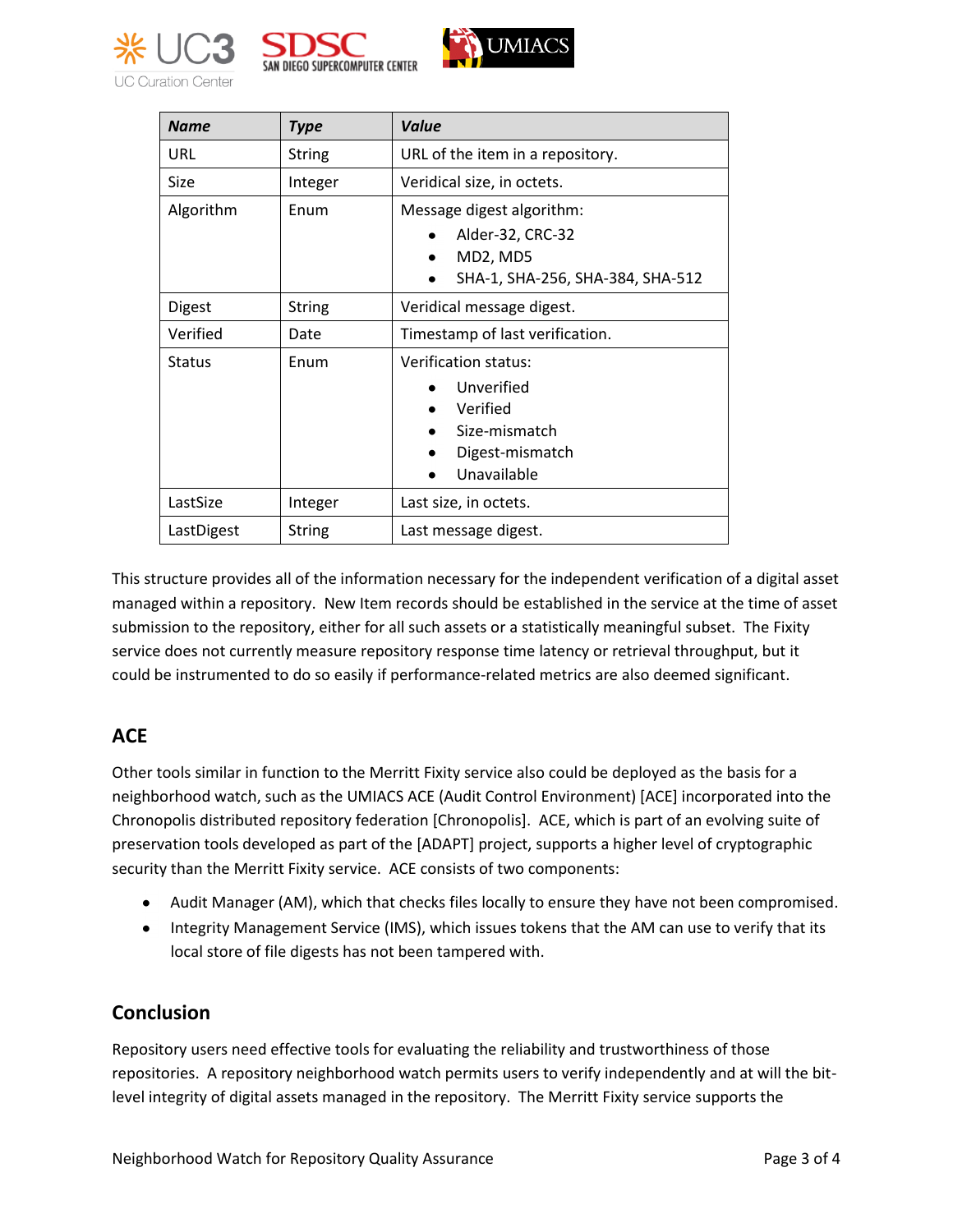| *Name* | *Type* | *Value* |
|---|---|---|
| URL | String | URL of the item in a repository. |
| Size | Integer | Veridical size, in octets. |
| Algorithm | Enum | Message digest algorithm:<br>• Alder-32, CRC-32<br>• MD2, MD5<br>• SHA-1, SHA-256, SHA-384, SHA-512 |
| Digest | String | Veridical message digest. |
| Verified | Date | Timestamp of last verification. |
| Status | Enum | Verification status:<br>• Unverified<br>• Verified<br>• Size-mismatch<br>• Digest-mismatch<br>• Unavailable |
| LastSize | Integer | Last size, in octets. |
| LastDigest | String | Last message digest. |

This structure provides all of the information necessary for the independent verification of a digital asset managed within a repository. New Item records should be established in the service at the time of asset submission to the repository, either for all such assets or a statistically meaningful subset. The Fixity service does not currently measure repository response time latency or retrieval throughput, but it could be instrumented to do so easily if performance-related metrics are also deemed significant.

## ACE

Other tools similar in function to the Merritt Fixity service also could be deployed as the basis for a neighborhood watch, such as the UMIACS ACE (Audit Control Environment) [ACE] incorporated into the Chronopolis distributed repository federation [Chronopolis]. ACE, which is part of an evolving suite of preservation tools developed as part of the [ADAPT] project, supports a higher level of cryptographic security than the Merritt Fixity service. ACE consists of two components:

- Audit Manager (AM), which that checks files locally to ensure they have not been compromised.
- Integrity Management Service (IMS), which issues tokens that the AM can use to verify that its local store of file digests has not been tampered with.

## Conclusion

Repository users need effective tools for evaluating the reliability and trustworthiness of those repositories. A repository neighborhood watch permits users to verify independently and at will the bit-level integrity of digital assets managed in the repository. The Merritt Fixity service supports the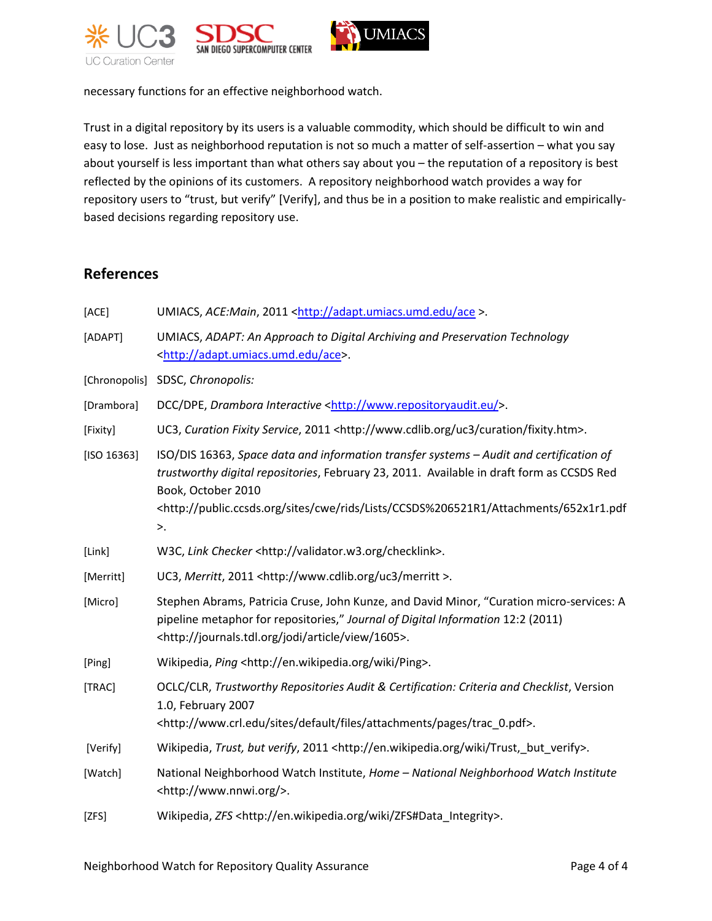necessary functions for an effective neighborhood watch.

Trust in a digital repository by its users is a valuable commodity, which should be difficult to win and easy to lose. Just as neighborhood reputation is not so much a matter of self-assertion – what you say about yourself is less important than what others say about you – the reputation of a repository is best reflected by the opinions of its customers. A repository neighborhood watch provides a way for repository users to "trust, but verify" [Verify], and thus be in a position to make realistic and empirically-based decisions regarding repository use.

## References

[ACE] UMIACS, *ACE:Main*, 2011 <http://adapt.umiacs.umd.edu/ace >.

[ADAPT] UMIACS, *ADAPT: An Approach to Digital Archiving and Preservation Technology* <http://adapt.umiacs.umd.edu/ace>.

[Chronopolis] SDSC, *Chronopolis:*

[Drambora] DCC/DPE, *Drambora Interactive* <http://www.repositoryaudit.eu/>.

[Fixity] UC3, *Curation Fixity Service*, 2011 <http://www.cdlib.org/uc3/curation/fixity.htm>.

[ISO 16363] ISO/DIS 16363, *Space data and information transfer systems – Audit and certification of trustworthy digital repositories*, February 23, 2011. Available in draft form as CCSDS Red Book, October 2010 <http://public.ccsds.org/sites/cwe/rids/Lists/CCSDS%206521R1/Attachments/652x1r1.pdf >.

[Link] W3C, *Link Checker* <http://validator.w3.org/checklink>.

[Merritt] UC3, *Merritt*, 2011 <http://www.cdlib.org/uc3/merritt >.

[Micro] Stephen Abrams, Patricia Cruse, John Kunze, and David Minor, "Curation micro-services: A pipeline metaphor for repositories," *Journal of Digital Information* 12:2 (2011) <http://journals.tdl.org/jodi/article/view/1605>.

[Ping] Wikipedia, *Ping* <http://en.wikipedia.org/wiki/Ping>.

[TRAC] OCLC/CLR, *Trustworthy Repositories Audit & Certification: Criteria and Checklist*, Version 1.0, February 2007 <http://www.crl.edu/sites/default/files/attachments/pages/trac_0.pdf>.

[Verify] Wikipedia, *Trust, but verify*, 2011 <http://en.wikipedia.org/wiki/Trust,_but_verify>.

[Watch] National Neighborhood Watch Institute, *Home – National Neighborhood Watch Institute* <http://www.nnwi.org/>.

[ZFS] Wikipedia, *ZFS* <http://en.wikipedia.org/wiki/ZFS#Data_Integrity>.